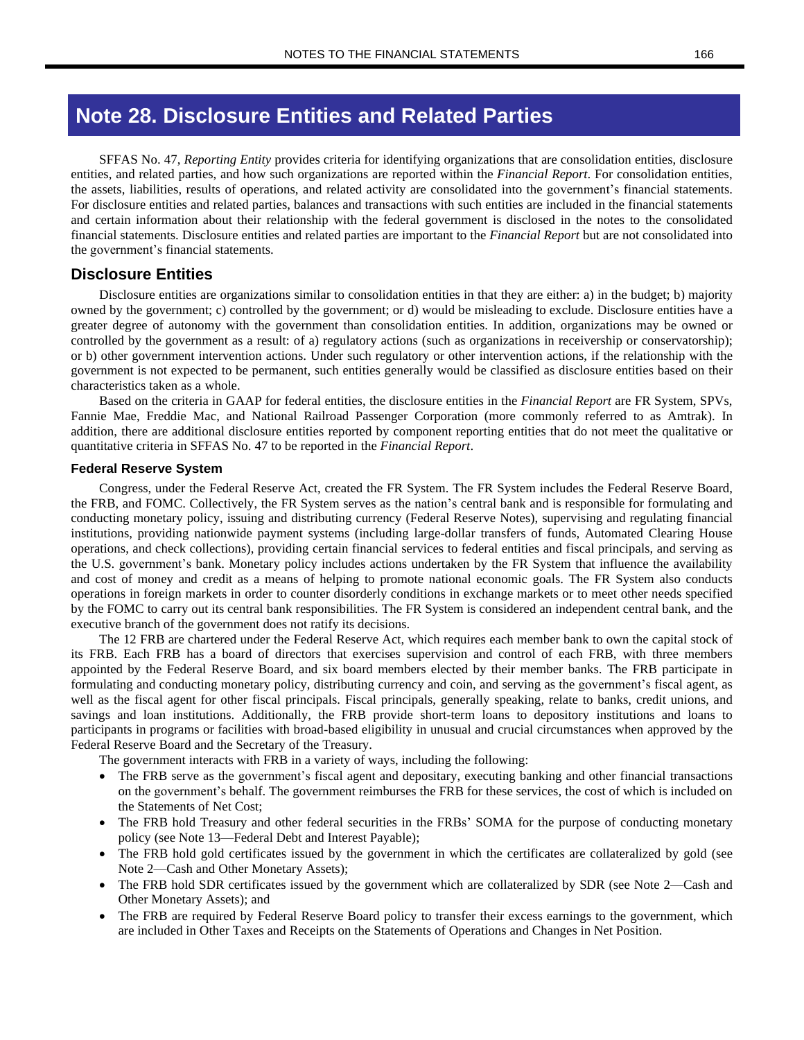# Note 28. Disclosure Entities and Related Parties

SFFAS No. 47, *Reporting Entity* provides criteria for identifying organizations that are consolidation entities, disclosure entities, and related parties, and how such organizations are reported within the *Financial Report*. For consolidation entities, the assets, liabilities, results of operations, and related activity are consolidated into the government's financial statements. For disclosure entities and related parties, balances and transactions with such entities are included in the financial statements and certain information about their relationship with the federal government is disclosed in the notes to the consolidated financial statements. Disclosure entities and related parties are important to the *Financial Report* but are not consolidated into the government's financial statements.

## Disclosure Entities

Disclosure entities are organizations similar to consolidation entities in that they are either: a) in the budget; b) majority owned by the government; c) controlled by the government; or d) would be misleading to exclude. Disclosure entities have a greater degree of autonomy with the government than consolidation entities. In addition, organizations may be owned or controlled by the government as a result: of a) regulatory actions (such as organizations in receivership or conservatorship); or b) other government intervention actions. Under such regulatory or other intervention actions, if the relationship with the government is not expected to be permanent, such entities generally would be classified as disclosure entities based on their characteristics taken as a whole.

Based on the criteria in GAAP for federal entities, the disclosure entities in the *Financial Report* are FR System, SPVs, Fannie Mae, Freddie Mac, and National Railroad Passenger Corporation (more commonly referred to as Amtrak). In addition, there are additional disclosure entities reported by component reporting entities that do not meet the qualitative or quantitative criteria in SFFAS No. 47 to be reported in the *Financial Report*.

### Federal Reserve System

Congress, under the Federal Reserve Act, created the FR System. The FR System includes the Federal Reserve Board, the FRB, and FOMC. Collectively, the FR System serves as the nation's central bank and is responsible for formulating and conducting monetary policy, issuing and distributing currency (Federal Reserve Notes), supervising and regulating financial institutions, providing nationwide payment systems (including large-dollar transfers of funds, Automated Clearing House operations, and check collections), providing certain financial services to federal entities and fiscal principals, and serving as the U.S. government's bank. Monetary policy includes actions undertaken by the FR System that influence the availability and cost of money and credit as a means of helping to promote national economic goals. The FR System also conducts operations in foreign markets in order to counter disorderly conditions in exchange markets or to meet other needs specified by the FOMC to carry out its central bank responsibilities. The FR System is considered an independent central bank, and the executive branch of the government does not ratify its decisions.

The 12 FRB are chartered under the Federal Reserve Act, which requires each member bank to own the capital stock of its FRB. Each FRB has a board of directors that exercises supervision and control of each FRB, with three members appointed by the Federal Reserve Board, and six board members elected by their member banks. The FRB participate in formulating and conducting monetary policy, distributing currency and coin, and serving as the government's fiscal agent, as well as the fiscal agent for other fiscal principals. Fiscal principals, generally speaking, relate to banks, credit unions, and savings and loan institutions. Additionally, the FRB provide short-term loans to depository institutions and loans to participants in programs or facilities with broad-based eligibility in unusual and crucial circumstances when approved by the Federal Reserve Board and the Secretary of the Treasury.

The government interacts with FRB in a variety of ways, including the following:

- The FRB serve as the government's fiscal agent and depositary, executing banking and other financial transactions on the government's behalf. The government reimburses the FRB for these services, the cost of which is included on the Statements of Net Cost;
- The FRB hold Treasury and other federal securities in the FRBs' SOMA for the purpose of conducting monetary policy (see Note 13—Federal Debt and Interest Payable);
- The FRB hold gold certificates issued by the government in which the certificates are collateralized by gold (see Note 2—Cash and Other Monetary Assets);
- The FRB hold SDR certificates issued by the government which are collateralized by SDR (see Note 2—Cash and Other Monetary Assets); and
- The FRB are required by Federal Reserve Board policy to transfer their excess earnings to the government, which are included in Other Taxes and Receipts on the Statements of Operations and Changes in Net Position.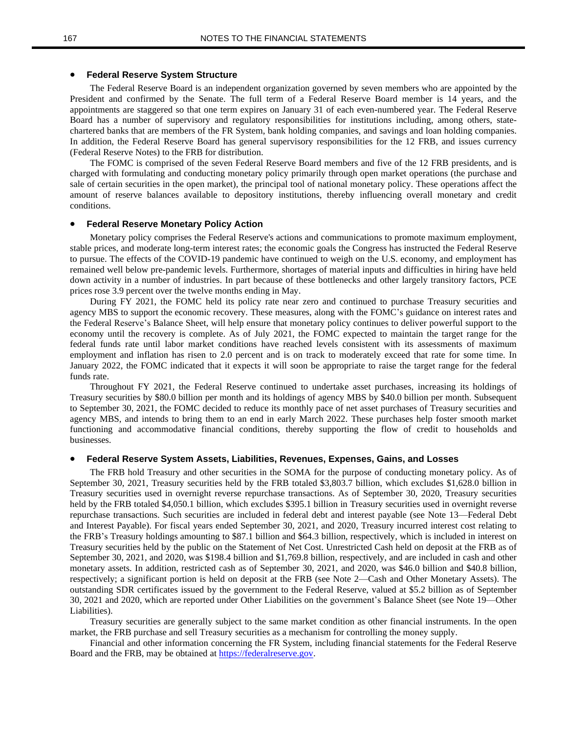- **Federal Reserve System Structure**

The Federal Reserve Board is an independent organization governed by seven members who are appointed by the President and confirmed by the Senate. The full term of a Federal Reserve Board member is 14 years, and the appointments are staggered so that one term expires on January 31 of each even-numbered year. The Federal Reserve Board has a number of supervisory and regulatory responsibilities for institutions including, among others, state-chartered banks that are members of the FR System, bank holding companies, and savings and loan holding companies. In addition, the Federal Reserve Board has general supervisory responsibilities for the 12 FRB, and issues currency (Federal Reserve Notes) to the FRB for distribution.

The FOMC is comprised of the seven Federal Reserve Board members and five of the 12 FRB presidents, and is charged with formulating and conducting monetary policy primarily through open market operations (the purchase and sale of certain securities in the open market), the principal tool of national monetary policy. These operations affect the amount of reserve balances available to depository institutions, thereby influencing overall monetary and credit conditions.

- **Federal Reserve Monetary Policy Action**

Monetary policy comprises the Federal Reserve's actions and communications to promote maximum employment, stable prices, and moderate long-term interest rates; the economic goals the Congress has instructed the Federal Reserve to pursue. The effects of the COVID-19 pandemic have continued to weigh on the U.S. economy, and employment has remained well below pre-pandemic levels. Furthermore, shortages of material inputs and difficulties in hiring have held down activity in a number of industries. In part because of these bottlenecks and other largely transitory factors, PCE prices rose 3.9 percent over the twelve months ending in May.

During FY 2021, the FOMC held its policy rate near zero and continued to purchase Treasury securities and agency MBS to support the economic recovery. These measures, along with the FOMC's guidance on interest rates and the Federal Reserve's Balance Sheet, will help ensure that monetary policy continues to deliver powerful support to the economy until the recovery is complete. As of July 2021, the FOMC expected to maintain the target range for the federal funds rate until labor market conditions have reached levels consistent with its assessments of maximum employment and inflation has risen to 2.0 percent and is on track to moderately exceed that rate for some time. In January 2022, the FOMC indicated that it expects it will soon be appropriate to raise the target range for the federal funds rate.

Throughout FY 2021, the Federal Reserve continued to undertake asset purchases, increasing its holdings of Treasury securities by $80.0 billion per month and its holdings of agency MBS by $40.0 billion per month. Subsequent to September 30, 2021, the FOMC decided to reduce its monthly pace of net asset purchases of Treasury securities and agency MBS, and intends to bring them to an end in early March 2022. These purchases help foster smooth market functioning and accommodative financial conditions, thereby supporting the flow of credit to households and businesses.

- **Federal Reserve System Assets, Liabilities, Revenues, Expenses, Gains, and Losses**

The FRB hold Treasury and other securities in the SOMA for the purpose of conducting monetary policy. As of September 30, 2021, Treasury securities held by the FRB totaled $3,803.7 billion, which excludes $1,628.0 billion in Treasury securities used in overnight reverse repurchase transactions. As of September 30, 2020, Treasury securities held by the FRB totaled $4,050.1 billion, which excludes $395.1 billion in Treasury securities used in overnight reverse repurchase transactions. Such securities are included in federal debt and interest payable (see Note 13—Federal Debt and Interest Payable). For fiscal years ended September 30, 2021, and 2020, Treasury incurred interest cost relating to the FRB's Treasury holdings amounting to $87.1 billion and $64.3 billion, respectively, which is included in interest on Treasury securities held by the public on the Statement of Net Cost. Unrestricted Cash held on deposit at the FRB as of September 30, 2021, and 2020, was $198.4 billion and $1,769.8 billion, respectively, and are included in cash and other monetary assets. In addition, restricted cash as of September 30, 2021, and 2020, was $46.0 billion and $40.8 billion, respectively; a significant portion is held on deposit at the FRB (see Note 2—Cash and Other Monetary Assets). The outstanding SDR certificates issued by the government to the Federal Reserve, valued at $5.2 billion as of September 30, 2021 and 2020, which are reported under Other Liabilities on the government's Balance Sheet (see Note 19—Other Liabilities).

Treasury securities are generally subject to the same market condition as other financial instruments. In the open market, the FRB purchase and sell Treasury securities as a mechanism for controlling the money supply.

Financial and other information concerning the FR System, including financial statements for the Federal Reserve Board and the FRB, may be obtained at [https://federalreserve.gov](https://federalreserve.gov).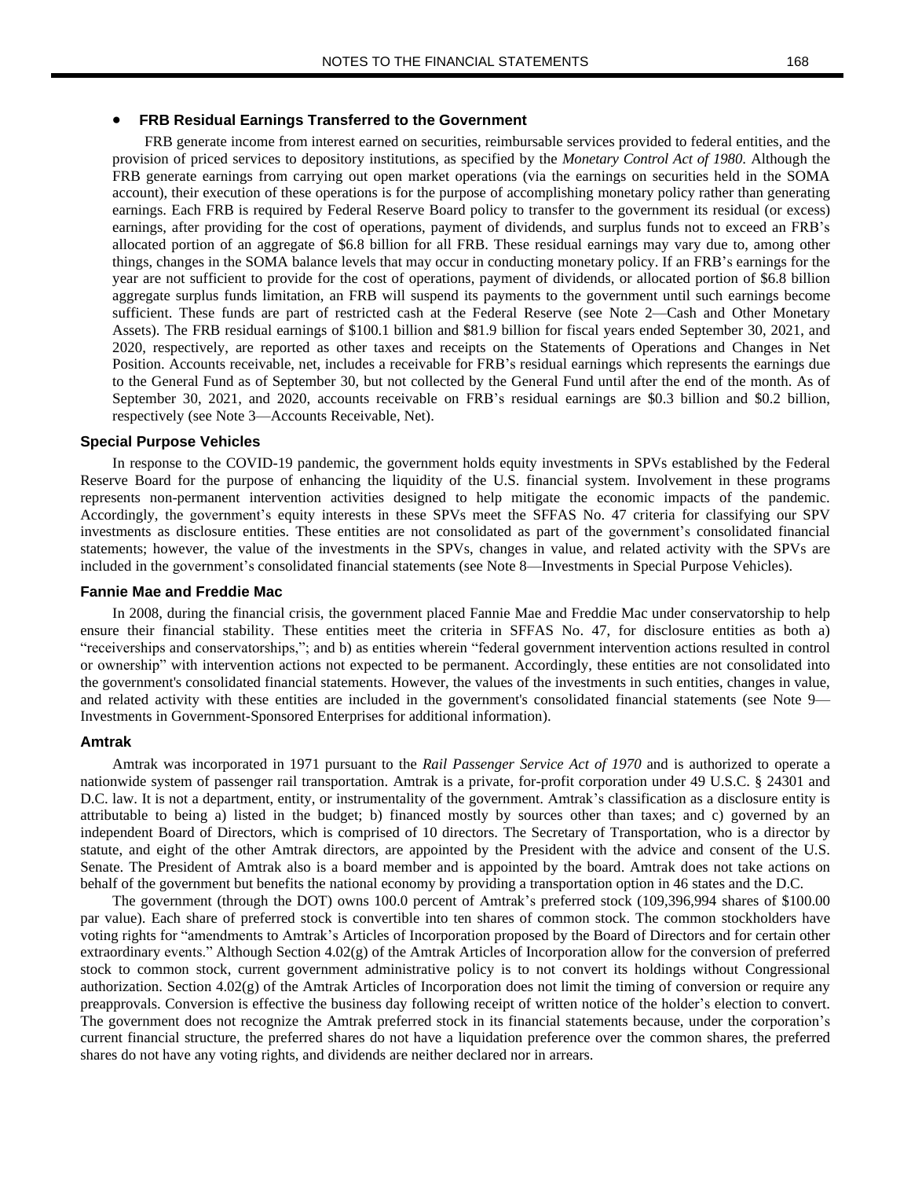- **FRB Residual Earnings Transferred to the Government**

FRB generate income from interest earned on securities, reimbursable services provided to federal entities, and the provision of priced services to depository institutions, as specified by the *Monetary Control Act of 1980*. Although the FRB generate earnings from carrying out open market operations (via the earnings on securities held in the SOMA account), their execution of these operations is for the purpose of accomplishing monetary policy rather than generating earnings. Each FRB is required by Federal Reserve Board policy to transfer to the government its residual (or excess) earnings, after providing for the cost of operations, payment of dividends, and surplus funds not to exceed an FRB's allocated portion of an aggregate of $6.8 billion for all FRB. These residual earnings may vary due to, among other things, changes in the SOMA balance levels that may occur in conducting monetary policy. If an FRB's earnings for the year are not sufficient to provide for the cost of operations, payment of dividends, or allocated portion of $6.8 billion aggregate surplus funds limitation, an FRB will suspend its payments to the government until such earnings become sufficient. These funds are part of restricted cash at the Federal Reserve (see Note 2—Cash and Other Monetary Assets). The FRB residual earnings of $100.1 billion and $81.9 billion for fiscal years ended September 30, 2021, and 2020, respectively, are reported as other taxes and receipts on the Statements of Operations and Changes in Net Position. Accounts receivable, net, includes a receivable for FRB's residual earnings which represents the earnings due to the General Fund as of September 30, but not collected by the General Fund until after the end of the month. As of September 30, 2021, and 2020, accounts receivable on FRB's residual earnings are $0.3 billion and $0.2 billion, respectively (see Note 3—Accounts Receivable, Net).

### Special Purpose Vehicles

In response to the COVID-19 pandemic, the government holds equity investments in SPVs established by the Federal Reserve Board for the purpose of enhancing the liquidity of the U.S. financial system. Involvement in these programs represents non-permanent intervention activities designed to help mitigate the economic impacts of the pandemic. Accordingly, the government's equity interests in these SPVs meet the SFFAS No. 47 criteria for classifying our SPV investments as disclosure entities. These entities are not consolidated as part of the government's consolidated financial statements; however, the value of the investments in the SPVs, changes in value, and related activity with the SPVs are included in the government's consolidated financial statements (see Note 8—Investments in Special Purpose Vehicles).

### Fannie Mae and Freddie Mac

In 2008, during the financial crisis, the government placed Fannie Mae and Freddie Mac under conservatorship to help ensure their financial stability. These entities meet the criteria in SFFAS No. 47, for disclosure entities as both a) "receiverships and conservatorships,"; and b) as entities wherein "federal government intervention actions resulted in control or ownership" with intervention actions not expected to be permanent. Accordingly, these entities are not consolidated into the government's consolidated financial statements. However, the values of the investments in such entities, changes in value, and related activity with these entities are included in the government's consolidated financial statements (see Note 9—Investments in Government-Sponsored Enterprises for additional information).

### Amtrak

Amtrak was incorporated in 1971 pursuant to the *Rail Passenger Service Act of 1970* and is authorized to operate a nationwide system of passenger rail transportation. Amtrak is a private, for-profit corporation under 49 U.S.C. § 24301 and D.C. law. It is not a department, entity, or instrumentality of the government. Amtrak's classification as a disclosure entity is attributable to being a) listed in the budget; b) financed mostly by sources other than taxes; and c) governed by an independent Board of Directors, which is comprised of 10 directors. The Secretary of Transportation, who is a director by statute, and eight of the other Amtrak directors, are appointed by the President with the advice and consent of the U.S. Senate. The President of Amtrak also is a board member and is appointed by the board. Amtrak does not take actions on behalf of the government but benefits the national economy by providing a transportation option in 46 states and the D.C.

The government (through the DOT) owns 100.0 percent of Amtrak's preferred stock (109,396,994 shares of $100.00 par value). Each share of preferred stock is convertible into ten shares of common stock. The common stockholders have voting rights for "amendments to Amtrak's Articles of Incorporation proposed by the Board of Directors and for certain other extraordinary events." Although Section 4.02(g) of the Amtrak Articles of Incorporation allow for the conversion of preferred stock to common stock, current government administrative policy is to not convert its holdings without Congressional authorization. Section 4.02(g) of the Amtrak Articles of Incorporation does not limit the timing of conversion or require any preapprovals. Conversion is effective the business day following receipt of written notice of the holder's election to convert. The government does not recognize the Amtrak preferred stock in its financial statements because, under the corporation's current financial structure, the preferred shares do not have a liquidation preference over the common shares, the preferred shares do not have any voting rights, and dividends are neither declared nor in arrears.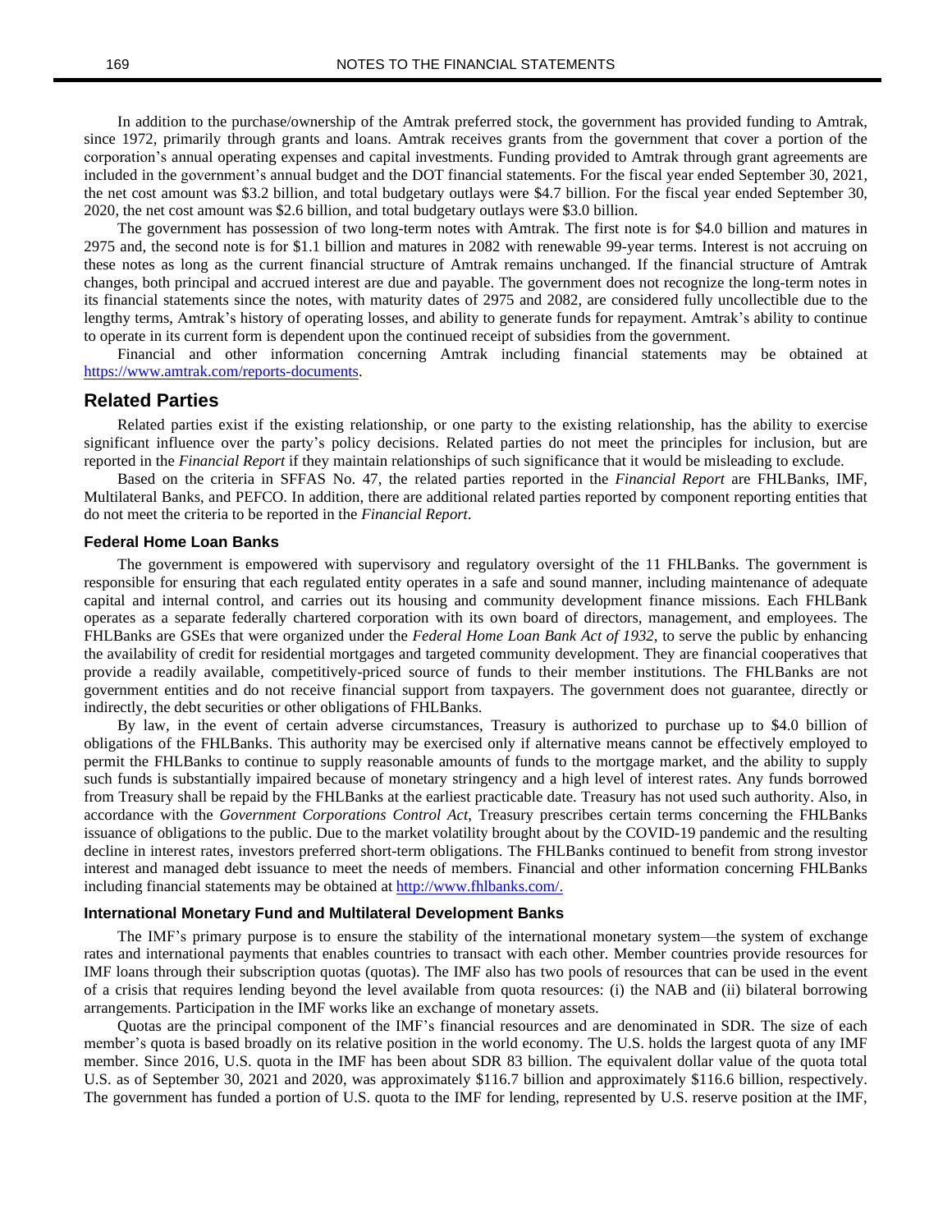In addition to the purchase/ownership of the Amtrak preferred stock, the government has provided funding to Amtrak, since 1972, primarily through grants and loans. Amtrak receives grants from the government that cover a portion of the corporation's annual operating expenses and capital investments. Funding provided to Amtrak through grant agreements are included in the government's annual budget and the DOT financial statements. For the fiscal year ended September 30, 2021, the net cost amount was $3.2 billion, and total budgetary outlays were $4.7 billion. For the fiscal year ended September 30, 2020, the net cost amount was $2.6 billion, and total budgetary outlays were $3.0 billion.

The government has possession of two long-term notes with Amtrak. The first note is for $4.0 billion and matures in 2975 and, the second note is for $1.1 billion and matures in 2082 with renewable 99-year terms. Interest is not accruing on these notes as long as the current financial structure of Amtrak remains unchanged. If the financial structure of Amtrak changes, both principal and accrued interest are due and payable. The government does not recognize the long-term notes in its financial statements since the notes, with maturity dates of 2975 and 2082, are considered fully uncollectible due to the lengthy terms, Amtrak's history of operating losses, and ability to generate funds for repayment. Amtrak's ability to continue to operate in its current form is dependent upon the continued receipt of subsidies from the government.

Financial and other information concerning Amtrak including financial statements may be obtained at https://www.amtrak.com/reports-documents.

## Related Parties

Related parties exist if the existing relationship, or one party to the existing relationship, has the ability to exercise significant influence over the party's policy decisions. Related parties do not meet the principles for inclusion, but are reported in the *Financial Report* if they maintain relationships of such significance that it would be misleading to exclude.

Based on the criteria in SFFAS No. 47, the related parties reported in the *Financial Report* are FHLBanks, IMF, Multilateral Banks, and PEFCO. In addition, there are additional related parties reported by component reporting entities that do not meet the criteria to be reported in the *Financial Report*.

### Federal Home Loan Banks

The government is empowered with supervisory and regulatory oversight of the 11 FHLBanks. The government is responsible for ensuring that each regulated entity operates in a safe and sound manner, including maintenance of adequate capital and internal control, and carries out its housing and community development finance missions. Each FHLBank operates as a separate federally chartered corporation with its own board of directors, management, and employees. The FHLBanks are GSEs that were organized under the *Federal Home Loan Bank Act of 1932*, to serve the public by enhancing the availability of credit for residential mortgages and targeted community development. They are financial cooperatives that provide a readily available, competitively-priced source of funds to their member institutions. The FHLBanks are not government entities and do not receive financial support from taxpayers. The government does not guarantee, directly or indirectly, the debt securities or other obligations of FHLBanks.

By law, in the event of certain adverse circumstances, Treasury is authorized to purchase up to $4.0 billion of obligations of the FHLBanks. This authority may be exercised only if alternative means cannot be effectively employed to permit the FHLBanks to continue to supply reasonable amounts of funds to the mortgage market, and the ability to supply such funds is substantially impaired because of monetary stringency and a high level of interest rates. Any funds borrowed from Treasury shall be repaid by the FHLBanks at the earliest practicable date. Treasury has not used such authority. Also, in accordance with the *Government Corporations Control Act*, Treasury prescribes certain terms concerning the FHLBanks issuance of obligations to the public. Due to the market volatility brought about by the COVID-19 pandemic and the resulting decline in interest rates, investors preferred short-term obligations. The FHLBanks continued to benefit from strong investor interest and managed debt issuance to meet the needs of members. Financial and other information concerning FHLBanks including financial statements may be obtained at http://www.fhlbanks.com/.

### International Monetary Fund and Multilateral Development Banks

The IMF's primary purpose is to ensure the stability of the international monetary system—the system of exchange rates and international payments that enables countries to transact with each other. Member countries provide resources for IMF loans through their subscription quotas (quotas). The IMF also has two pools of resources that can be used in the event of a crisis that requires lending beyond the level available from quota resources: (i) the NAB and (ii) bilateral borrowing arrangements. Participation in the IMF works like an exchange of monetary assets.

Quotas are the principal component of the IMF's financial resources and are denominated in SDR. The size of each member's quota is based broadly on its relative position in the world economy. The U.S. holds the largest quota of any IMF member. Since 2016, U.S. quota in the IMF has been about SDR 83 billion. The equivalent dollar value of the quota total U.S. as of September 30, 2021 and 2020, was approximately $116.7 billion and approximately $116.6 billion, respectively. The government has funded a portion of U.S. quota to the IMF for lending, represented by U.S. reserve position at the IMF,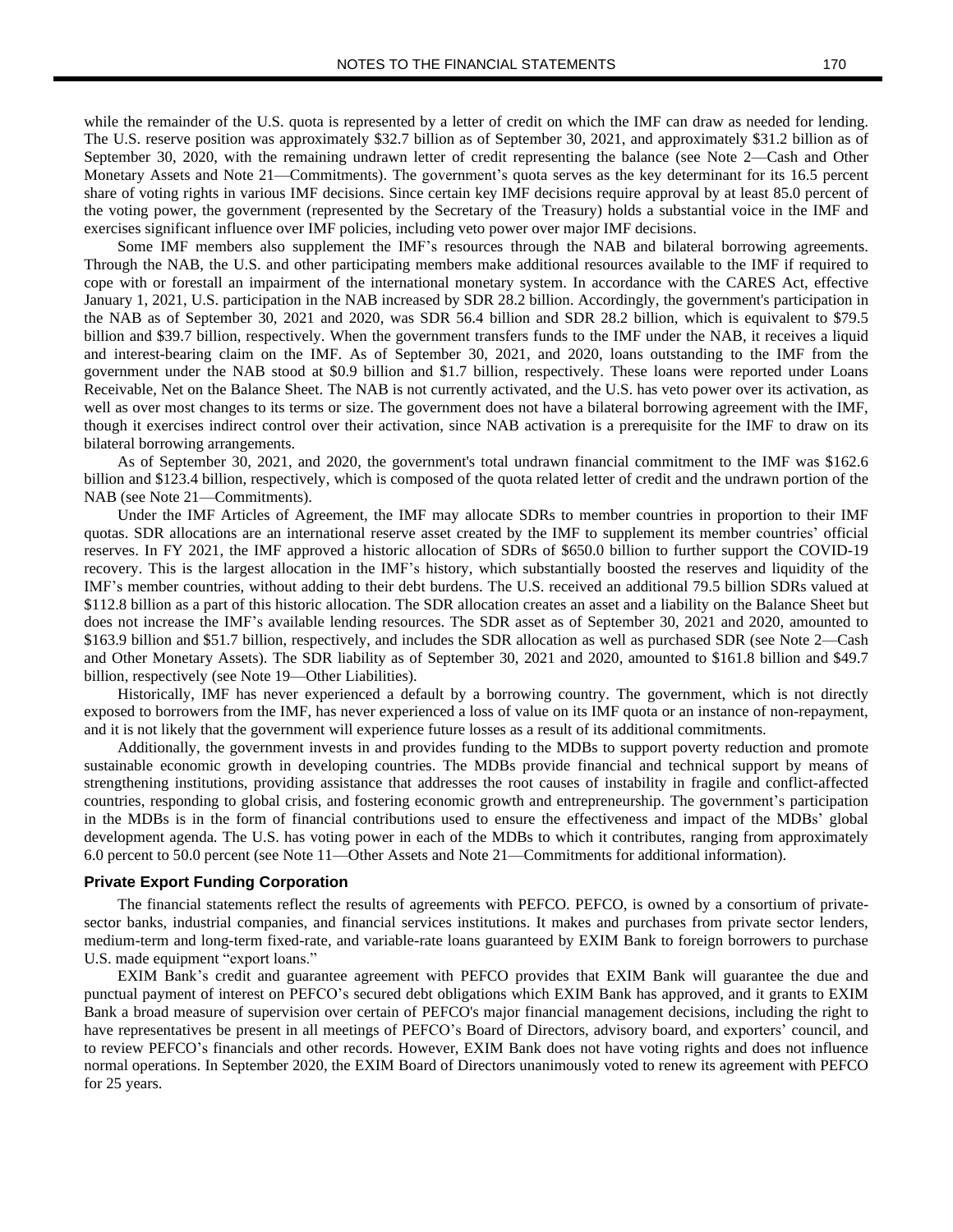while the remainder of the U.S. quota is represented by a letter of credit on which the IMF can draw as needed for lending. The U.S. reserve position was approximately $32.7 billion as of September 30, 2021, and approximately $31.2 billion as of September 30, 2020, with the remaining undrawn letter of credit representing the balance (see Note 2—Cash and Other Monetary Assets and Note 21—Commitments). The government's quota serves as the key determinant for its 16.5 percent share of voting rights in various IMF decisions. Since certain key IMF decisions require approval by at least 85.0 percent of the voting power, the government (represented by the Secretary of the Treasury) holds a substantial voice in the IMF and exercises significant influence over IMF policies, including veto power over major IMF decisions.

Some IMF members also supplement the IMF's resources through the NAB and bilateral borrowing agreements. Through the NAB, the U.S. and other participating members make additional resources available to the IMF if required to cope with or forestall an impairment of the international monetary system. In accordance with the CARES Act, effective January 1, 2021, U.S. participation in the NAB increased by SDR 28.2 billion. Accordingly, the government's participation in the NAB as of September 30, 2021 and 2020, was SDR 56.4 billion and SDR 28.2 billion, which is equivalent to $79.5 billion and $39.7 billion, respectively. When the government transfers funds to the IMF under the NAB, it receives a liquid and interest-bearing claim on the IMF. As of September 30, 2021, and 2020, loans outstanding to the IMF from the government under the NAB stood at $0.9 billion and $1.7 billion, respectively. These loans were reported under Loans Receivable, Net on the Balance Sheet. The NAB is not currently activated, and the U.S. has veto power over its activation, as well as over most changes to its terms or size. The government does not have a bilateral borrowing agreement with the IMF, though it exercises indirect control over their activation, since NAB activation is a prerequisite for the IMF to draw on its bilateral borrowing arrangements.

As of September 30, 2021, and 2020, the government's total undrawn financial commitment to the IMF was $162.6 billion and $123.4 billion, respectively, which is composed of the quota related letter of credit and the undrawn portion of the NAB (see Note 21—Commitments).

Under the IMF Articles of Agreement, the IMF may allocate SDRs to member countries in proportion to their IMF quotas. SDR allocations are an international reserve asset created by the IMF to supplement its member countries' official reserves. In FY 2021, the IMF approved a historic allocation of SDRs of $650.0 billion to further support the COVID-19 recovery. This is the largest allocation in the IMF's history, which substantially boosted the reserves and liquidity of the IMF's member countries, without adding to their debt burdens. The U.S. received an additional 79.5 billion SDRs valued at $112.8 billion as a part of this historic allocation. The SDR allocation creates an asset and a liability on the Balance Sheet but does not increase the IMF's available lending resources. The SDR asset as of September 30, 2021 and 2020, amounted to $163.9 billion and $51.7 billion, respectively, and includes the SDR allocation as well as purchased SDR (see Note 2—Cash and Other Monetary Assets). The SDR liability as of September 30, 2021 and 2020, amounted to $161.8 billion and $49.7 billion, respectively (see Note 19—Other Liabilities).

Historically, IMF has never experienced a default by a borrowing country. The government, which is not directly exposed to borrowers from the IMF, has never experienced a loss of value on its IMF quota or an instance of non-repayment, and it is not likely that the government will experience future losses as a result of its additional commitments.

Additionally, the government invests in and provides funding to the MDBs to support poverty reduction and promote sustainable economic growth in developing countries. The MDBs provide financial and technical support by means of strengthening institutions, providing assistance that addresses the root causes of instability in fragile and conflict-affected countries, responding to global crisis, and fostering economic growth and entrepreneurship. The government's participation in the MDBs is in the form of financial contributions used to ensure the effectiveness and impact of the MDBs' global development agenda. The U.S. has voting power in each of the MDBs to which it contributes, ranging from approximately 6.0 percent to 50.0 percent (see Note 11—Other Assets and Note 21—Commitments for additional information).

### Private Export Funding Corporation

The financial statements reflect the results of agreements with PEFCO. PEFCO, is owned by a consortium of private-sector banks, industrial companies, and financial services institutions. It makes and purchases from private sector lenders, medium-term and long-term fixed-rate, and variable-rate loans guaranteed by EXIM Bank to foreign borrowers to purchase U.S. made equipment "export loans."

EXIM Bank's credit and guarantee agreement with PEFCO provides that EXIM Bank will guarantee the due and punctual payment of interest on PEFCO's secured debt obligations which EXIM Bank has approved, and it grants to EXIM Bank a broad measure of supervision over certain of PEFCO's major financial management decisions, including the right to have representatives be present in all meetings of PEFCO's Board of Directors, advisory board, and exporters' council, and to review PEFCO's financials and other records. However, EXIM Bank does not have voting rights and does not influence normal operations. In September 2020, the EXIM Board of Directors unanimously voted to renew its agreement with PEFCO for 25 years.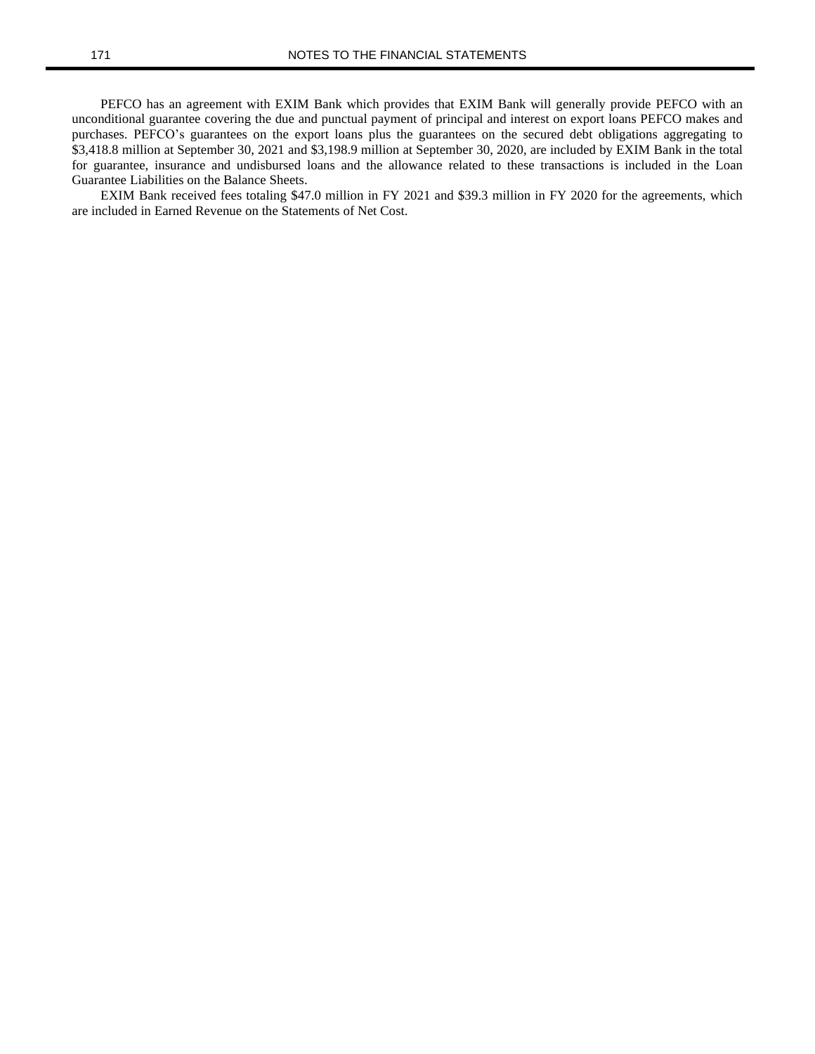PEFCO has an agreement with EXIM Bank which provides that EXIM Bank will generally provide PEFCO with an unconditional guarantee covering the due and punctual payment of principal and interest on export loans PEFCO makes and purchases. PEFCO's guarantees on the export loans plus the guarantees on the secured debt obligations aggregating to $3,418.8 million at September 30, 2021 and $3,198.9 million at September 30, 2020, are included by EXIM Bank in the total for guarantee, insurance and undisbursed loans and the allowance related to these transactions is included in the Loan Guarantee Liabilities on the Balance Sheets.

EXIM Bank received fees totaling $47.0 million in FY 2021 and $39.3 million in FY 2020 for the agreements, which are included in Earned Revenue on the Statements of Net Cost.